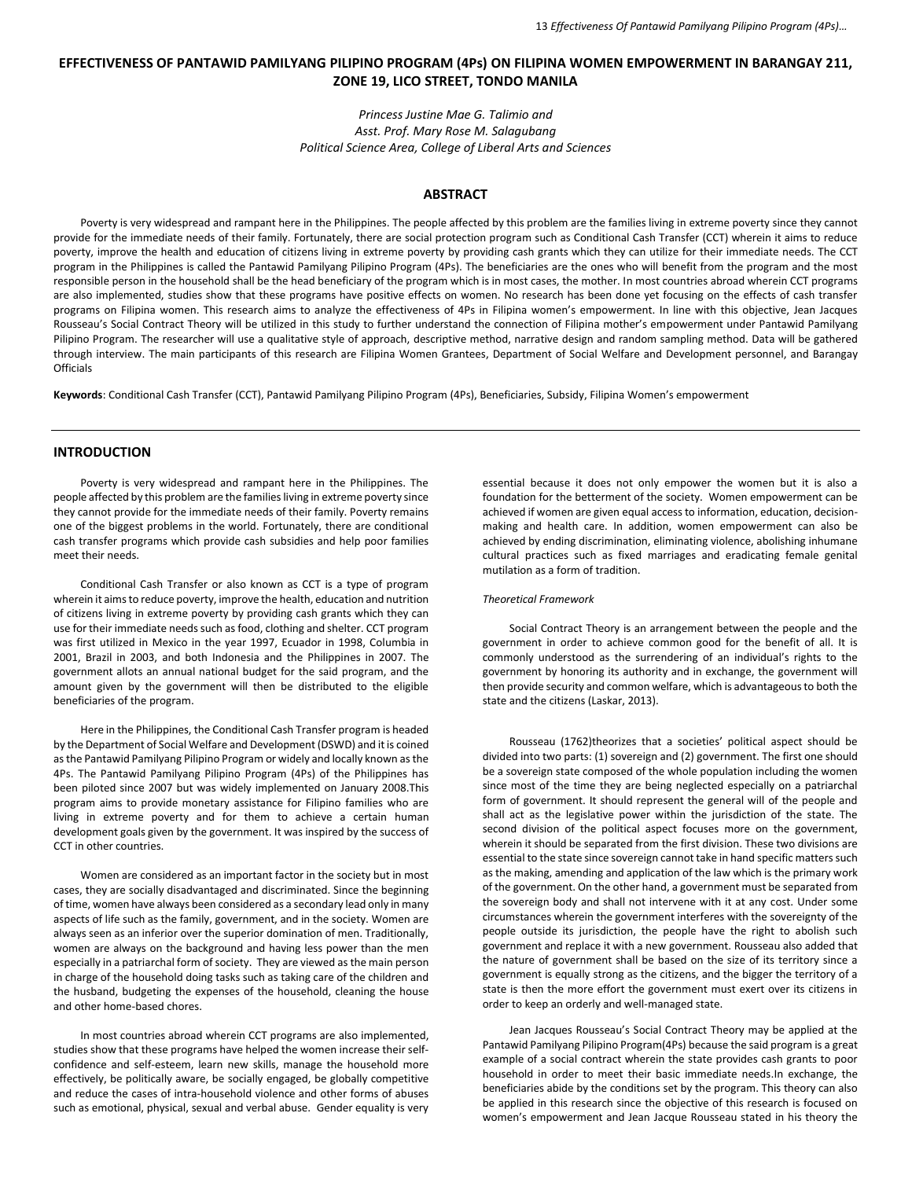# EFFECTIVENESS OF PANTAWID PAMILYANG PILIPINO PROGRAM (4Ps) ON FILIPINA WOMEN EMPOWERMENT IN BARANGAY 211, ZONE 19, LICO STREET, TONDO MANILA

*Princess Justine Mae G. Talimio and*
*Asst. Prof. Mary Rose M. Salagubang*
*Political Science Area, College of Liberal Arts and Sciences*

## ABSTRACT

Poverty is very widespread and rampant here in the Philippines. The people affected by this problem are the families living in extreme poverty since they cannot provide for the immediate needs of their family. Fortunately, there are social protection program such as Conditional Cash Transfer (CCT) wherein it aims to reduce poverty, improve the health and education of citizens living in extreme poverty by providing cash grants which they can utilize for their immediate needs. The CCT program in the Philippines is called the Pantawid Pamilyang Pilipino Program (4Ps). The beneficiaries are the ones who will benefit from the program and the most responsible person in the household shall be the head beneficiary of the program which is in most cases, the mother. In most countries abroad wherein CCT programs are also implemented, studies show that these programs have positive effects on women. No research has been done yet focusing on the effects of cash transfer programs on Filipina women. This research aims to analyze the effectiveness of 4Ps in Filipina women's empowerment. In line with this objective, Jean Jacques Rousseau's Social Contract Theory will be utilized in this study to further understand the connection of Filipina mother's empowerment under Pantawid Pamilyang Pilipino Program. The researcher will use a qualitative style of approach, descriptive method, narrative design and random sampling method. Data will be gathered through interview. The main participants of this research are Filipina Women Grantees, Department of Social Welfare and Development personnel, and Barangay Officials

**Keywords**: Conditional Cash Transfer (CCT), Pantawid Pamilyang Pilipino Program (4Ps), Beneficiaries, Subsidy, Filipina Women's empowerment

## INTRODUCTION

Poverty is very widespread and rampant here in the Philippines. The people affected by this problem are the families living in extreme poverty since they cannot provide for the immediate needs of their family. Poverty remains one of the biggest problems in the world. Fortunately, there are conditional cash transfer programs which provide cash subsidies and help poor families meet their needs.

Conditional Cash Transfer or also known as CCT is a type of program wherein it aims to reduce poverty, improve the health, education and nutrition of citizens living in extreme poverty by providing cash grants which they can use for their immediate needs such as food, clothing and shelter. CCT program was first utilized in Mexico in the year 1997, Ecuador in 1998, Columbia in 2001, Brazil in 2003, and both Indonesia and the Philippines in 2007. The government allots an annual national budget for the said program, and the amount given by the government will then be distributed to the eligible beneficiaries of the program.

Here in the Philippines, the Conditional Cash Transfer program is headed by the Department of Social Welfare and Development (DSWD) and it is coined as the Pantawid Pamilyang Pilipino Program or widely and locally known as the 4Ps. The Pantawid Pamilyang Pilipino Program (4Ps) of the Philippines has been piloted since 2007 but was widely implemented on January 2008.This program aims to provide monetary assistance for Filipino families who are living in extreme poverty and for them to achieve a certain human development goals given by the government. It was inspired by the success of CCT in other countries.

Women are considered as an important factor in the society but in most cases, they are socially disadvantaged and discriminated. Since the beginning of time, women have always been considered as a secondary lead only in many aspects of life such as the family, government, and in the society. Women are always seen as an inferior over the superior domination of men. Traditionally, women are always on the background and having less power than the men especially in a patriarchal form of society. They are viewed as the main person in charge of the household doing tasks such as taking care of the children and the husband, budgeting the expenses of the household, cleaning the house and other home-based chores.

In most countries abroad wherein CCT programs are also implemented, studies show that these programs have helped the women increase their self-confidence and self-esteem, learn new skills, manage the household more effectively, be politically aware, be socially engaged, be globally competitive and reduce the cases of intra-household violence and other forms of abuses such as emotional, physical, sexual and verbal abuse. Gender equality is very essential because it does not only empower the women but it is also a foundation for the betterment of the society. Women empowerment can be achieved if women are given equal access to information, education, decision-making and health care. In addition, women empowerment can also be achieved by ending discrimination, eliminating violence, abolishing inhumane cultural practices such as fixed marriages and eradicating female genital mutilation as a form of tradition.

### *Theoretical Framework*

Social Contract Theory is an arrangement between the people and the government in order to achieve common good for the benefit of all. It is commonly understood as the surrendering of an individual's rights to the government by honoring its authority and in exchange, the government will then provide security and common welfare, which is advantageous to both the state and the citizens (Laskar, 2013).

Rousseau (1762)theorizes that a societies' political aspect should be divided into two parts: (1) sovereign and (2) government. The first one should be a sovereign state composed of the whole population including the women since most of the time they are being neglected especially on a patriarchal form of government. It should represent the general will of the people and shall act as the legislative power within the jurisdiction of the state. The second division of the political aspect focuses more on the government, wherein it should be separated from the first division. These two divisions are essential to the state since sovereign cannot take in hand specific matters such as the making, amending and application of the law which is the primary work of the government. On the other hand, a government must be separated from the sovereign body and shall not intervene with it at any cost. Under some circumstances wherein the government interferes with the sovereignty of the people outside its jurisdiction, the people have the right to abolish such government and replace it with a new government. Rousseau also added that the nature of government shall be based on the size of its territory since a government is equally strong as the citizens, and the bigger the territory of a state is then the more effort the government must exert over its citizens in order to keep an orderly and well-managed state.

Jean Jacques Rousseau's Social Contract Theory may be applied at the Pantawid Pamilyang Pilipino Program(4Ps) because the said program is a great example of a social contract wherein the state provides cash grants to poor household in order to meet their basic immediate needs.In exchange, the beneficiaries abide by the conditions set by the program. This theory can also be applied in this research since the objective of this research is focused on women's empowerment and Jean Jacque Rousseau stated in his theory the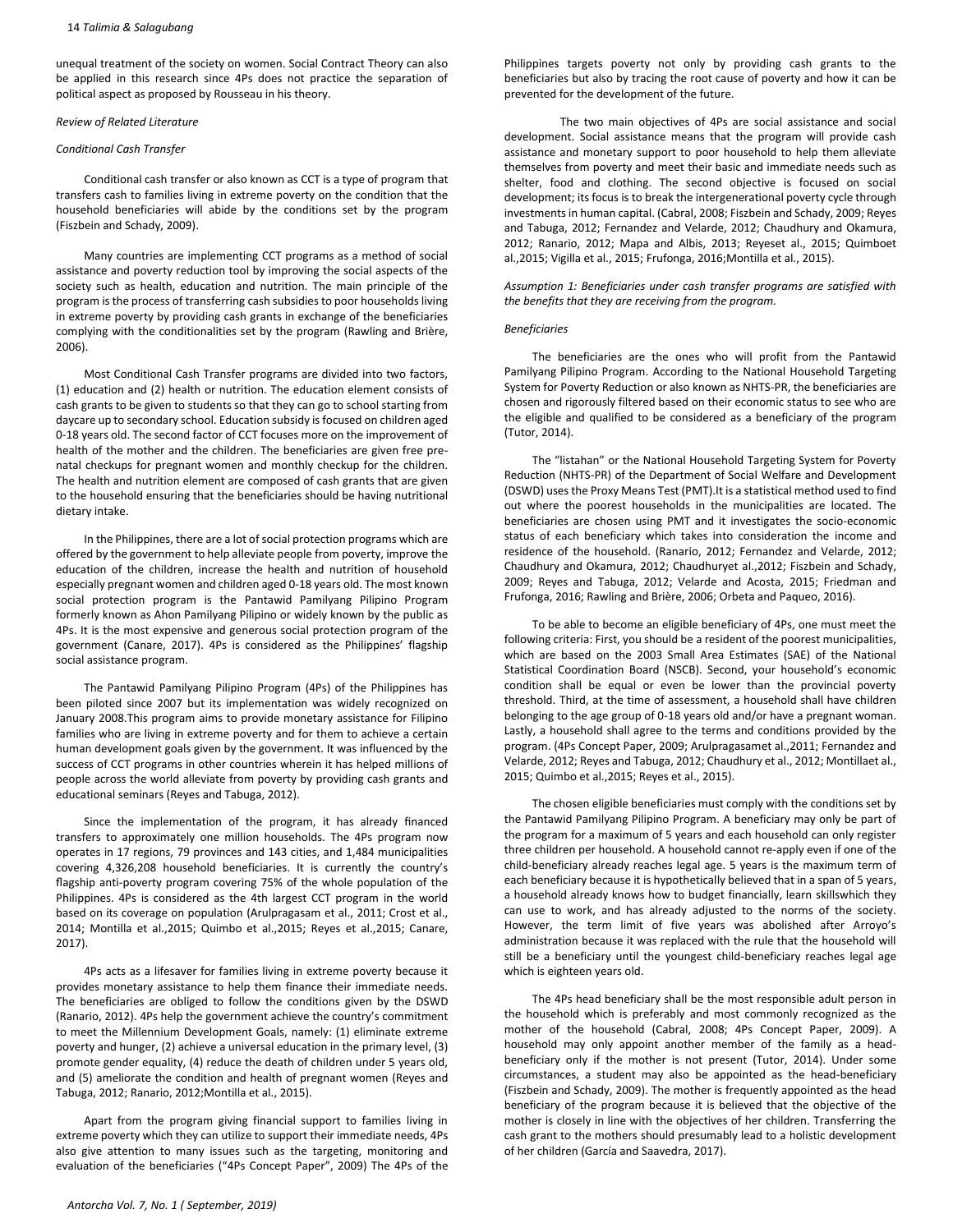unequal treatment of the society on women. Social Contract Theory can also be applied in this research since 4Ps does not practice the separation of political aspect as proposed by Rousseau in his theory.

*Review of Related Literature*

*Conditional Cash Transfer*

Conditional cash transfer or also known as CCT is a type of program that transfers cash to families living in extreme poverty on the condition that the household beneficiaries will abide by the conditions set by the program (Fiszbein and Schady, 2009).

Many countries are implementing CCT programs as a method of social assistance and poverty reduction tool by improving the social aspects of the society such as health, education and nutrition. The main principle of the program is the process of transferring cash subsidies to poor households living in extreme poverty by providing cash grants in exchange of the beneficiaries complying with the conditionalities set by the program (Rawling and Brière, 2006).

Most Conditional Cash Transfer programs are divided into two factors, (1) education and (2) health or nutrition. The education element consists of cash grants to be given to students so that they can go to school starting from daycare up to secondary school. Education subsidy is focused on children aged 0-18 years old. The second factor of CCT focuses more on the improvement of health of the mother and the children. The beneficiaries are given free pre-natal checkups for pregnant women and monthly checkup for the children. The health and nutrition element are composed of cash grants that are given to the household ensuring that the beneficiaries should be having nutritional dietary intake.

In the Philippines, there are a lot of social protection programs which are offered by the government to help alleviate people from poverty, improve the education of the children, increase the health and nutrition of household especially pregnant women and children aged 0-18 years old. The most known social protection program is the Pantawid Pamilyang Pilipino Program formerly known as Ahon Pamilyang Pilipino or widely known by the public as 4Ps. It is the most expensive and generous social protection program of the government (Canare, 2017). 4Ps is considered as the Philippines' flagship social assistance program.

The Pantawid Pamilyang Pilipino Program (4Ps) of the Philippines has been piloted since 2007 but its implementation was widely recognized on January 2008.This program aims to provide monetary assistance for Filipino families who are living in extreme poverty and for them to achieve a certain human development goals given by the government. It was influenced by the success of CCT programs in other countries wherein it has helped millions of people across the world alleviate from poverty by providing cash grants and educational seminars (Reyes and Tabuga, 2012).

Since the implementation of the program, it has already financed transfers to approximately one million households. The 4Ps program now operates in 17 regions, 79 provinces and 143 cities, and 1,484 municipalities covering 4,326,208 household beneficiaries. It is currently the country's flagship anti-poverty program covering 75% of the whole population of the Philippines. 4Ps is considered as the 4th largest CCT program in the world based on its coverage on population (Arulpragasam et al., 2011; Crost et al., 2014; Montilla et al.,2015; Quimbo et al.,2015; Reyes et al.,2015; Canare, 2017).

4Ps acts as a lifesaver for families living in extreme poverty because it provides monetary assistance to help them finance their immediate needs. The beneficiaries are obliged to follow the conditions given by the DSWD (Ranario, 2012). 4Ps help the government achieve the country's commitment to meet the Millennium Development Goals, namely: (1) eliminate extreme poverty and hunger, (2) achieve a universal education in the primary level, (3) promote gender equality, (4) reduce the death of children under 5 years old, and (5) ameliorate the condition and health of pregnant women (Reyes and Tabuga, 2012; Ranario, 2012;Montilla et al., 2015).

Apart from the program giving financial support to families living in extreme poverty which they can utilize to support their immediate needs, 4Ps also give attention to many issues such as the targeting, monitoring and evaluation of the beneficiaries ("4Ps Concept Paper", 2009) The 4Ps of the Philippines targets poverty not only by providing cash grants to the beneficiaries but also by tracing the root cause of poverty and how it can be prevented for the development of the future.

The two main objectives of 4Ps are social assistance and social development. Social assistance means that the program will provide cash assistance and monetary support to poor household to help them alleviate themselves from poverty and meet their basic and immediate needs such as shelter, food and clothing. The second objective is focused on social development; its focus is to break the intergenerational poverty cycle through investments in human capital. (Cabral, 2008; Fiszbein and Schady, 2009; Reyes and Tabuga, 2012; Fernandez and Velarde, 2012; Chaudhury and Okamura, 2012; Ranario, 2012; Mapa and Albis, 2013; Reyeset al., 2015; Quimboet al.,2015; Vigilla et al., 2015; Frufonga, 2016;Montilla et al., 2015).

*Assumption 1: Beneficiaries under cash transfer programs are satisfied with the benefits that they are receiving from the program.*

*Beneficiaries*

The beneficiaries are the ones who will profit from the Pantawid Pamilyang Pilipino Program. According to the National Household Targeting System for Poverty Reduction or also known as NHTS-PR, the beneficiaries are chosen and rigorously filtered based on their economic status to see who are the eligible and qualified to be considered as a beneficiary of the program (Tutor, 2014).

The "listahan" or the National Household Targeting System for Poverty Reduction (NHTS-PR) of the Department of Social Welfare and Development (DSWD) uses the Proxy Means Test (PMT).It is a statistical method used to find out where the poorest households in the municipalities are located. The beneficiaries are chosen using PMT and it investigates the socio-economic status of each beneficiary which takes into consideration the income and residence of the household. (Ranario, 2012; Fernandez and Velarde, 2012; Chaudhury and Okamura, 2012; Chaudhuryet al.,2012; Fiszbein and Schady, 2009; Reyes and Tabuga, 2012; Velarde and Acosta, 2015; Friedman and Frufonga, 2016; Rawling and Brière, 2006; Orbeta and Paqueo, 2016).

To be able to become an eligible beneficiary of 4Ps, one must meet the following criteria: First, you should be a resident of the poorest municipalities, which are based on the 2003 Small Area Estimates (SAE) of the National Statistical Coordination Board (NSCB). Second, your household's economic condition shall be equal or even be lower than the provincial poverty threshold. Third, at the time of assessment, a household shall have children belonging to the age group of 0-18 years old and/or have a pregnant woman. Lastly, a household shall agree to the terms and conditions provided by the program. (4Ps Concept Paper, 2009; Arulpragasamet al.,2011; Fernandez and Velarde, 2012; Reyes and Tabuga, 2012; Chaudhury et al., 2012; Montillaet al., 2015; Quimbo et al.,2015; Reyes et al., 2015).

The chosen eligible beneficiaries must comply with the conditions set by the Pantawid Pamilyang Pilipino Program. A beneficiary may only be part of the program for a maximum of 5 years and each household can only register three children per household. A household cannot re-apply even if one of the child-beneficiary already reaches legal age. 5 years is the maximum term of each beneficiary because it is hypothetically believed that in a span of 5 years, a household already knows how to budget financially, learn skillswhich they can use to work, and has already adjusted to the norms of the society. However, the term limit of five years was abolished after Arroyo's administration because it was replaced with the rule that the household will still be a beneficiary until the youngest child-beneficiary reaches legal age which is eighteen years old.

The 4Ps head beneficiary shall be the most responsible adult person in the household which is preferably and most commonly recognized as the mother of the household (Cabral, 2008; 4Ps Concept Paper, 2009). A household may only appoint another member of the family as a head-beneficiary only if the mother is not present (Tutor, 2014). Under some circumstances, a student may also be appointed as the head-beneficiary (Fiszbein and Schady, 2009). The mother is frequently appointed as the head beneficiary of the program because it is believed that the objective of the mother is closely in line with the objectives of her children. Transferring the cash grant to the mothers should presumably lead to a holistic development of her children (García and Saavedra, 2017).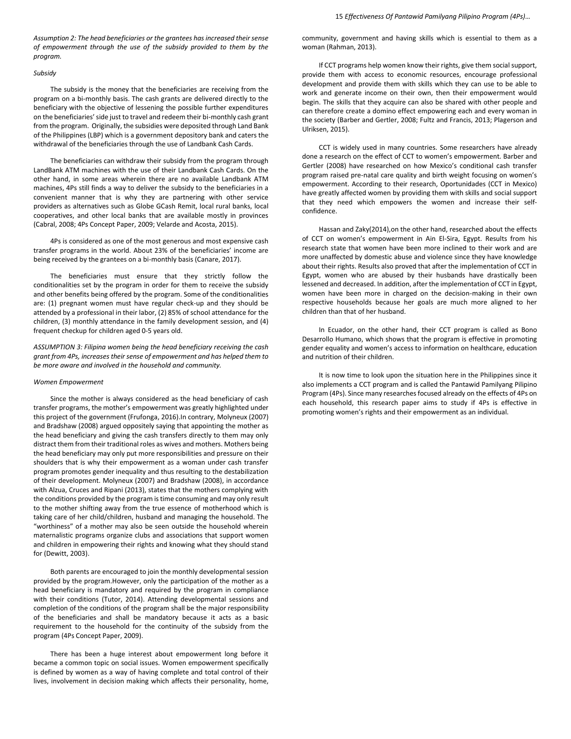*Assumption 2: The head beneficiaries or the grantees has increased their sense of empowerment through the use of the subsidy provided to them by the program.*

*Subsidy*

The subsidy is the money that the beneficiaries are receiving from the program on a bi-monthly basis. The cash grants are delivered directly to the beneficiary with the objective of lessening the possible further expenditures on the beneficiaries' side just to travel and redeem their bi-monthly cash grant from the program. Originally, the subsidies were deposited through Land Bank of the Philippines (LBP) which is a government depository bank and caters the withdrawal of the beneficiaries through the use of Landbank Cash Cards.

The beneficiaries can withdraw their subsidy from the program through LandBank ATM machines with the use of their Landbank Cash Cards. On the other hand, in some areas wherein there are no available Landbank ATM machines, 4Ps still finds a way to deliver the subsidy to the beneficiaries in a convenient manner that is why they are partnering with other service providers as alternatives such as Globe GCash Remit, local rural banks, local cooperatives, and other local banks that are available mostly in provinces (Cabral, 2008; 4Ps Concept Paper, 2009; Velarde and Acosta, 2015).

4Ps is considered as one of the most generous and most expensive cash transfer programs in the world. About 23% of the beneficiaries' income are being received by the grantees on a bi-monthly basis (Canare, 2017).

The beneficiaries must ensure that they strictly follow the conditionalities set by the program in order for them to receive the subsidy and other benefits being offered by the program. Some of the conditionalities are: (1) pregnant women must have regular check-up and they should be attended by a professional in their labor, (2) 85% of school attendance for the children, (3) monthly attendance in the family development session, and (4) frequent checkup for children aged 0-5 years old.

*ASSUMPTION 3: Filipina women being the head beneficiary receiving the cash grant from 4Ps, increases their sense of empowerment and has helped them to be more aware and involved in the household and community.*

*Women Empowerment*

Since the mother is always considered as the head beneficiary of cash transfer programs, the mother's empowerment was greatly highlighted under this project of the government (Frufonga, 2016).In contrary, Molyneux (2007) and Bradshaw (2008) argued oppositely saying that appointing the mother as the head beneficiary and giving the cash transfers directly to them may only distract them from their traditional roles as wives and mothers. Mothers being the head beneficiary may only put more responsibilities and pressure on their shoulders that is why their empowerment as a woman under cash transfer program promotes gender inequality and thus resulting to the destabilization of their development. Molyneux (2007) and Bradshaw (2008), in accordance with Alzua, Cruces and Ripani (2013), states that the mothers complying with the conditions provided by the program is time consuming and may only result to the mother shifting away from the true essence of motherhood which is taking care of her child/children, husband and managing the household. The "worthiness" of a mother may also be seen outside the household wherein maternalistic programs organize clubs and associations that support women and children in empowering their rights and knowing what they should stand for (Dewitt, 2003).

Both parents are encouraged to join the monthly developmental session provided by the program.However, only the participation of the mother as a head beneficiary is mandatory and required by the program in compliance with their conditions (Tutor, 2014). Attending developmental sessions and completion of the conditions of the program shall be the major responsibility of the beneficiaries and shall be mandatory because it acts as a basic requirement to the household for the continuity of the subsidy from the program (4Ps Concept Paper, 2009).

There has been a huge interest about empowerment long before it became a common topic on social issues. Women empowerment specifically is defined by women as a way of having complete and total control of their lives, involvement in decision making which affects their personality, home, community, government and having skills which is essential to them as a woman (Rahman, 2013).

If CCT programs help women know their rights, give them social support, provide them with access to economic resources, encourage professional development and provide them with skills which they can use to be able to work and generate income on their own, then their empowerment would begin. The skills that they acquire can also be shared with other people and can therefore create a domino effect empowering each and every woman in the society (Barber and Gertler, 2008; Fultz and Francis, 2013; Plagerson and Ulriksen, 2015).

CCT is widely used in many countries. Some researchers have already done a research on the effect of CCT to women's empowerment. Barber and Gertler (2008) have researched on how Mexico's conditional cash transfer program raised pre-natal care quality and birth weight focusing on women's empowerment. According to their research, Oportunidades (CCT in Mexico) have greatly affected women by providing them with skills and social support that they need which empowers the women and increase their self-confidence.

Hassan and Zaky(2014),on the other hand, researched about the effects of CCT on women's empowerment in Ain El-Sira, Egypt. Results from his research state that women have been more inclined to their work and are more unaffected by domestic abuse and violence since they have knowledge about their rights. Results also proved that after the implementation of CCT in Egypt, women who are abused by their husbands have drastically been lessened and decreased. In addition, after the implementation of CCT in Egypt, women have been more in charged on the decision-making in their own respective households because her goals are much more aligned to her children than that of her husband.

In Ecuador, on the other hand, their CCT program is called as Bono Desarrollo Humano, which shows that the program is effective in promoting gender equality and women's access to information on healthcare, education and nutrition of their children.

It is now time to look upon the situation here in the Philippines since it also implements a CCT program and is called the Pantawid Pamilyang Pilipino Program (4Ps). Since many researches focused already on the effects of 4Ps on each household, this research paper aims to study if 4Ps is effective in promoting women's rights and their empowerment as an individual.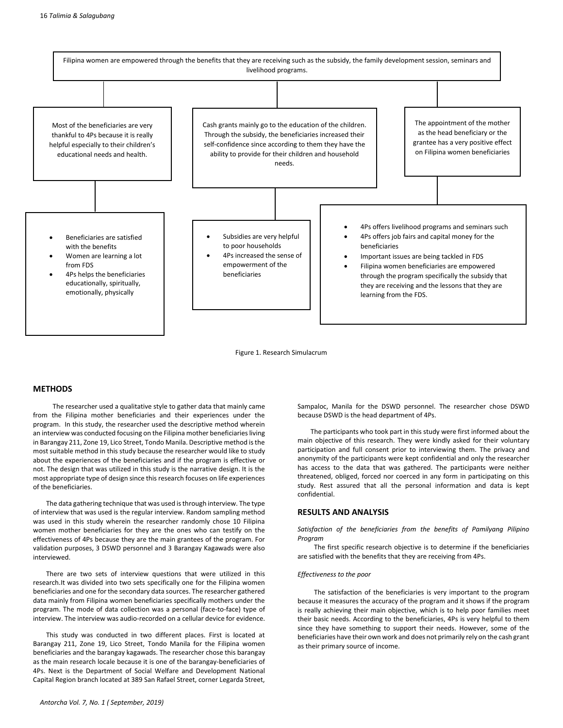Filipina women are empowered through the benefits that they are receiving such as the subsidy, the family development session, seminars and livelihood programs.

Most of the beneficiaries are very thankful to 4Ps because it is really helpful especially to their children's educational needs and health.

Cash grants mainly go to the education of the children. Through the subsidy, the beneficiaries increased their self-confidence since according to them they have the ability to provide for their children and household needs.

The appointment of the mother as the head beneficiary or the grantee has a very positive effect on Filipina women beneficiaries

- Beneficiaries are satisfied with the benefits
- Women are learning a lot from FDS
- 4Ps helps the beneficiaries educationally, spiritually, emotionally, physically

- Subsidies are very helpful to poor households
- 4Ps increased the sense of empowerment of the beneficiaries

- 4Ps offers livelihood programs and seminars such
- 4Ps offers job fairs and capital money for the beneficiaries
- Important issues are being tackled in FDS
- Filipina women beneficiaries are empowered through the program specifically the subsidy that they are receiving and the lessons that they are learning from the FDS.

Figure 1. Research Simulacrum

## METHODS

The researcher used a qualitative style to gather data that mainly came from the Filipina mother beneficiaries and their experiences under the program. In this study, the researcher used the descriptive method wherein an interview was conducted focusing on the Filipina mother beneficiaries living in Barangay 211, Zone 19, Lico Street, Tondo Manila. Descriptive method is the most suitable method in this study because the researcher would like to study about the experiences of the beneficiaries and if the program is effective or not. The design that was utilized in this study is the narrative design. It is the most appropriate type of design since this research focuses on life experiences of the beneficiaries.

The data gathering technique that was used is through interview. The type of interview that was used is the regular interview. Random sampling method was used in this study wherein the researcher randomly chose 10 Filipina women mother beneficiaries for they are the ones who can testify on the effectiveness of 4Ps because they are the main grantees of the program. For validation purposes, 3 DSWD personnel and 3 Barangay Kagawads were also interviewed.

There are two sets of interview questions that were utilized in this research.It was divided into two sets specifically one for the Filipina women beneficiaries and one for the secondary data sources. The researcher gathered data mainly from Filipina women beneficiaries specifically mothers under the program. The mode of data collection was a personal (face-to-face) type of interview. The interview was audio-recorded on a cellular device for evidence.

This study was conducted in two different places. First is located at Barangay 211, Zone 19, Lico Street, Tondo Manila for the Filipina women beneficiaries and the barangay kagawads. The researcher chose this barangay as the main research locale because it is one of the barangay-beneficiaries of 4Ps. Next is the Department of Social Welfare and Development National Capital Region branch located at 389 San Rafael Street, corner Legarda Street, Sampaloc, Manila for the DSWD personnel. The researcher chose DSWD because DSWD is the head department of 4Ps.

The participants who took part in this study were first informed about the main objective of this research. They were kindly asked for their voluntary participation and full consent prior to interviewing them. The privacy and anonymity of the participants were kept confidential and only the researcher has access to the data that was gathered. The participants were neither threatened, obliged, forced nor coerced in any form in participating on this study. Rest assured that all the personal information and data is kept confidential.

## RESULTS AND ANALYSIS

*Satisfaction of the beneficiaries from the benefits of Pamilyang Pilipino Program*

The first specific research objective is to determine if the beneficiaries are satisfied with the benefits that they are receiving from 4Ps.

*Effectiveness to the poor*

The satisfaction of the beneficiaries is very important to the program because it measures the accuracy of the program and it shows if the program is really achieving their main objective, which is to help poor families meet their basic needs. According to the beneficiaries, 4Ps is very helpful to them since they have something to support their needs. However, some of the beneficiaries have their own work and does not primarily rely on the cash grant as their primary source of income.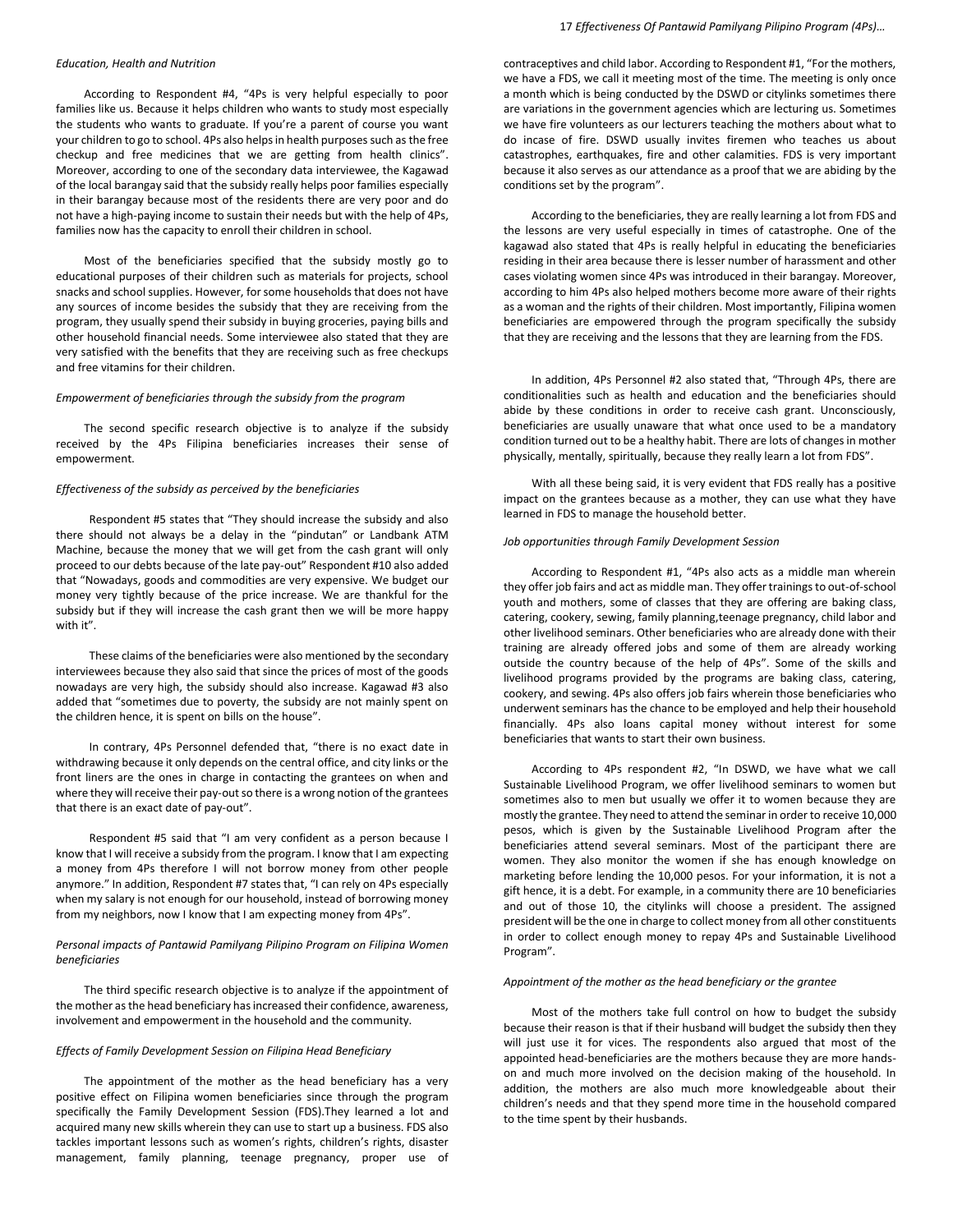*Education, Health and Nutrition*

According to Respondent #4, "4Ps is very helpful especially to poor families like us. Because it helps children who wants to study most especially the students who wants to graduate. If you're a parent of course you want your children to go to school. 4Ps also helps in health purposes such as the free checkup and free medicines that we are getting from health clinics". Moreover, according to one of the secondary data interviewee, the Kagawad of the local barangay said that the subsidy really helps poor families especially in their barangay because most of the residents there are very poor and do not have a high-paying income to sustain their needs but with the help of 4Ps, families now has the capacity to enroll their children in school.

Most of the beneficiaries specified that the subsidy mostly go to educational purposes of their children such as materials for projects, school snacks and school supplies. However, for some households that does not have any sources of income besides the subsidy that they are receiving from the program, they usually spend their subsidy in buying groceries, paying bills and other household financial needs. Some interviewee also stated that they are very satisfied with the benefits that they are receiving such as free checkups and free vitamins for their children.

*Empowerment of beneficiaries through the subsidy from the program*

The second specific research objective is to analyze if the subsidy received by the 4Ps Filipina beneficiaries increases their sense of empowerment.

*Effectiveness of the subsidy as perceived by the beneficiaries*

Respondent #5 states that "They should increase the subsidy and also there should not always be a delay in the "pindutan" or Landbank ATM Machine, because the money that we will get from the cash grant will only proceed to our debts because of the late pay-out" Respondent #10 also added that "Nowadays, goods and commodities are very expensive. We budget our money very tightly because of the price increase. We are thankful for the subsidy but if they will increase the cash grant then we will be more happy with it".

These claims of the beneficiaries were also mentioned by the secondary interviewees because they also said that since the prices of most of the goods nowadays are very high, the subsidy should also increase. Kagawad #3 also added that "sometimes due to poverty, the subsidy are not mainly spent on the children hence, it is spent on bills on the house".

In contrary, 4Ps Personnel defended that, "there is no exact date in withdrawing because it only depends on the central office, and city links or the front liners are the ones in charge in contacting the grantees on when and where they will receive their pay-out so there is a wrong notion of the grantees that there is an exact date of pay-out".

Respondent #5 said that "I am very confident as a person because I know that I will receive a subsidy from the program. I know that I am expecting a money from 4Ps therefore I will not borrow money from other people anymore." In addition, Respondent #7 states that, "I can rely on 4Ps especially when my salary is not enough for our household, instead of borrowing money from my neighbors, now I know that I am expecting money from 4Ps".

*Personal impacts of Pantawid Pamilyang Pilipino Program on Filipina Women beneficiaries*

The third specific research objective is to analyze if the appointment of the mother as the head beneficiary has increased their confidence, awareness, involvement and empowerment in the household and the community.

*Effects of Family Development Session on Filipina Head Beneficiary*

The appointment of the mother as the head beneficiary has a very positive effect on Filipina women beneficiaries since through the program specifically the Family Development Session (FDS).They learned a lot and acquired many new skills wherein they can use to start up a business. FDS also tackles important lessons such as women's rights, children's rights, disaster management, family planning, teenage pregnancy, proper use of contraceptives and child labor. According to Respondent #1, "For the mothers, we have a FDS, we call it meeting most of the time. The meeting is only once a month which is being conducted by the DSWD or citylinks sometimes there are variations in the government agencies which are lecturing us. Sometimes we have fire volunteers as our lecturers teaching the mothers about what to do incase of fire. DSWD usually invites firemen who teaches us about catastrophes, earthquakes, fire and other calamities. FDS is very important because it also serves as our attendance as a proof that we are abiding by the conditions set by the program".

According to the beneficiaries, they are really learning a lot from FDS and the lessons are very useful especially in times of catastrophe. One of the kagawad also stated that 4Ps is really helpful in educating the beneficiaries residing in their area because there is lesser number of harassment and other cases violating women since 4Ps was introduced in their barangay. Moreover, according to him 4Ps also helped mothers become more aware of their rights as a woman and the rights of their children. Most importantly, Filipina women beneficiaries are empowered through the program specifically the subsidy that they are receiving and the lessons that they are learning from the FDS.

In addition, 4Ps Personnel #2 also stated that, "Through 4Ps, there are conditionalities such as health and education and the beneficiaries should abide by these conditions in order to receive cash grant. Unconsciously, beneficiaries are usually unaware that what once used to be a mandatory condition turned out to be a healthy habit. There are lots of changes in mother physically, mentally, spiritually, because they really learn a lot from FDS".

With all these being said, it is very evident that FDS really has a positive impact on the grantees because as a mother, they can use what they have learned in FDS to manage the household better.

*Job opportunities through Family Development Session*

According to Respondent #1, "4Ps also acts as a middle man wherein they offer job fairs and act as middle man. They offer trainings to out-of-school youth and mothers, some of classes that they are offering are baking class, catering, cookery, sewing, family planning,teenage pregnancy, child labor and other livelihood seminars. Other beneficiaries who are already done with their training are already offered jobs and some of them are already working outside the country because of the help of 4Ps". Some of the skills and livelihood programs provided by the programs are baking class, catering, cookery, and sewing. 4Ps also offers job fairs wherein those beneficiaries who underwent seminars has the chance to be employed and help their household financially. 4Ps also loans capital money without interest for some beneficiaries that wants to start their own business.

According to 4Ps respondent #2, "In DSWD, we have what we call Sustainable Livelihood Program, we offer livelihood seminars to women but sometimes also to men but usually we offer it to women because they are mostly the grantee. They need to attend the seminar in order to receive 10,000 pesos, which is given by the Sustainable Livelihood Program after the beneficiaries attend several seminars. Most of the participant there are women. They also monitor the women if she has enough knowledge on marketing before lending the 10,000 pesos. For your information, it is not a gift hence, it is a debt. For example, in a community there are 10 beneficiaries and out of those 10, the citylinks will choose a president. The assigned president will be the one in charge to collect money from all other constituents in order to collect enough money to repay 4Ps and Sustainable Livelihood Program".

*Appointment of the mother as the head beneficiary or the grantee*

Most of the mothers take full control on how to budget the subsidy because their reason is that if their husband will budget the subsidy then they will just use it for vices. The respondents also argued that most of the appointed head-beneficiaries are the mothers because they are more hands-on and much more involved on the decision making of the household. In addition, the mothers are also much more knowledgeable about their children's needs and that they spend more time in the household compared to the time spent by their husbands.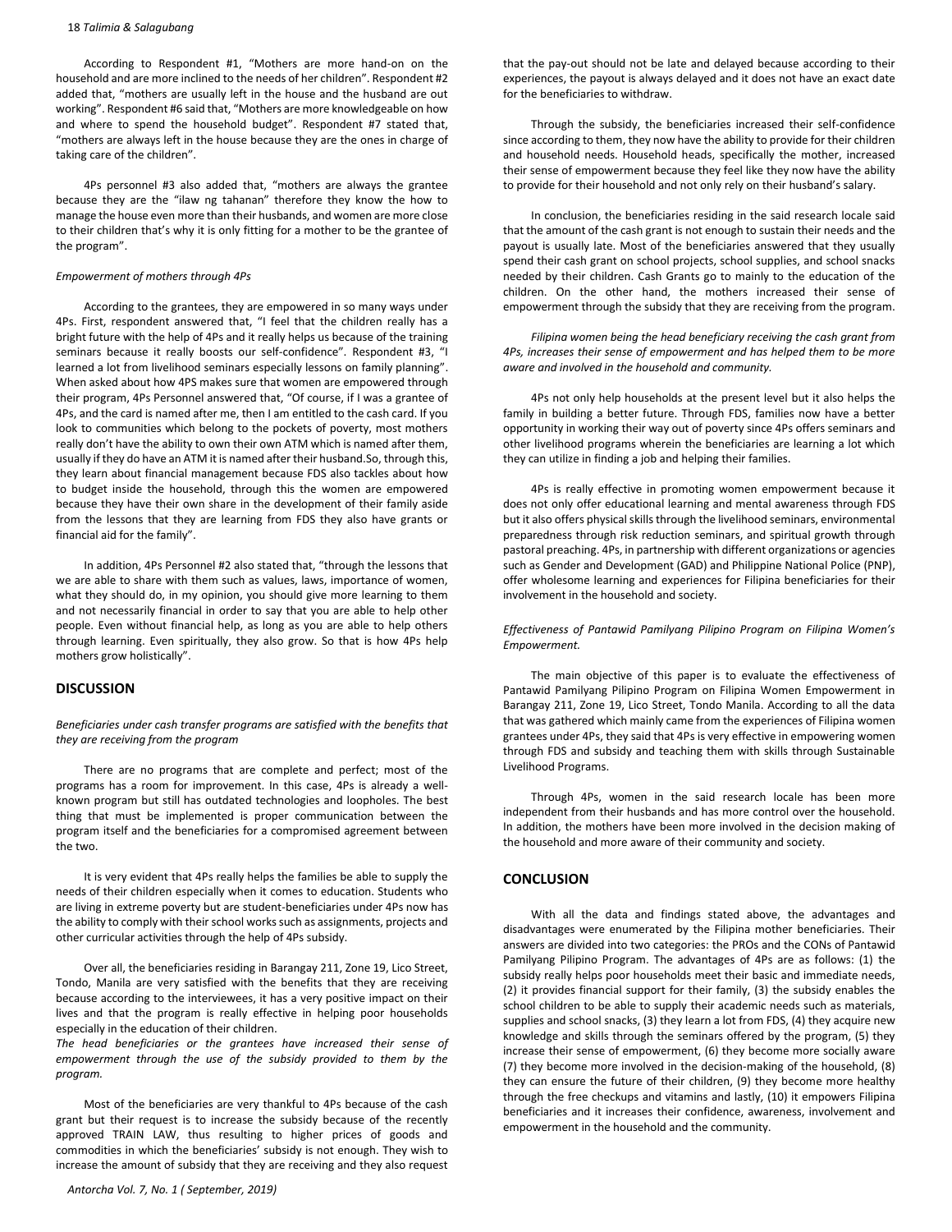According to Respondent #1, "Mothers are more hand-on on the household and are more inclined to the needs of her children". Respondent #2 added that, "mothers are usually left in the house and the husband are out working". Respondent #6 said that, "Mothers are more knowledgeable on how and where to spend the household budget". Respondent #7 stated that, "mothers are always left in the house because they are the ones in charge of taking care of the children".

4Ps personnel #3 also added that, "mothers are always the grantee because they are the "ilaw ng tahanan" therefore they know the how to manage the house even more than their husbands, and women are more close to their children that's why it is only fitting for a mother to be the grantee of the program".

*Empowerment of mothers through 4Ps*

According to the grantees, they are empowered in so many ways under 4Ps. First, respondent answered that, "I feel that the children really has a bright future with the help of 4Ps and it really helps us because of the training seminars because it really boosts our self-confidence". Respondent #3, "I learned a lot from livelihood seminars especially lessons on family planning". When asked about how 4PS makes sure that women are empowered through their program, 4Ps Personnel answered that, "Of course, if I was a grantee of 4Ps, and the card is named after me, then I am entitled to the cash card. If you look to communities which belong to the pockets of poverty, most mothers really don't have the ability to own their own ATM which is named after them, usually if they do have an ATM it is named after their husband.So, through this, they learn about financial management because FDS also tackles about how to budget inside the household, through this the women are empowered because they have their own share in the development of their family aside from the lessons that they are learning from FDS they also have grants or financial aid for the family".

In addition, 4Ps Personnel #2 also stated that, "through the lessons that we are able to share with them such as values, laws, importance of women, what they should do, in my opinion, you should give more learning to them and not necessarily financial in order to say that you are able to help other people. Even without financial help, as long as you are able to help others through learning. Even spiritually, they also grow. So that is how 4Ps help mothers grow holistically".

## DISCUSSION

*Beneficiaries under cash transfer programs are satisfied with the benefits that they are receiving from the program*

There are no programs that are complete and perfect; most of the programs has a room for improvement. In this case, 4Ps is already a well-known program but still has outdated technologies and loopholes. The best thing that must be implemented is proper communication between the program itself and the beneficiaries for a compromised agreement between the two.

It is very evident that 4Ps really helps the families be able to supply the needs of their children especially when it comes to education. Students who are living in extreme poverty but are student-beneficiaries under 4Ps now has the ability to comply with their school works such as assignments, projects and other curricular activities through the help of 4Ps subsidy.

Over all, the beneficiaries residing in Barangay 211, Zone 19, Lico Street, Tondo, Manila are very satisfied with the benefits that they are receiving because according to the interviewees, it has a very positive impact on their lives and that the program is really effective in helping poor households especially in the education of their children.

*The head beneficiaries or the grantees have increased their sense of empowerment through the use of the subsidy provided to them by the program.*

Most of the beneficiaries are very thankful to 4Ps because of the cash grant but their request is to increase the subsidy because of the recently approved TRAIN LAW, thus resulting to higher prices of goods and commodities in which the beneficiaries' subsidy is not enough. They wish to increase the amount of subsidy that they are receiving and they also request that the pay-out should not be late and delayed because according to their experiences, the payout is always delayed and it does not have an exact date for the beneficiaries to withdraw.

Through the subsidy, the beneficiaries increased their self-confidence since according to them, they now have the ability to provide for their children and household needs. Household heads, specifically the mother, increased their sense of empowerment because they feel like they now have the ability to provide for their household and not only rely on their husband's salary.

In conclusion, the beneficiaries residing in the said research locale said that the amount of the cash grant is not enough to sustain their needs and the payout is usually late. Most of the beneficiaries answered that they usually spend their cash grant on school projects, school supplies, and school snacks needed by their children. Cash Grants go to mainly to the education of the children. On the other hand, the mothers increased their sense of empowerment through the subsidy that they are receiving from the program.

*Filipina women being the head beneficiary receiving the cash grant from 4Ps, increases their sense of empowerment and has helped them to be more aware and involved in the household and community.*

4Ps not only help households at the present level but it also helps the family in building a better future. Through FDS, families now have a better opportunity in working their way out of poverty since 4Ps offers seminars and other livelihood programs wherein the beneficiaries are learning a lot which they can utilize in finding a job and helping their families.

4Ps is really effective in promoting women empowerment because it does not only offer educational learning and mental awareness through FDS but it also offers physical skills through the livelihood seminars, environmental preparedness through risk reduction seminars, and spiritual growth through pastoral preaching. 4Ps, in partnership with different organizations or agencies such as Gender and Development (GAD) and Philippine National Police (PNP), offer wholesome learning and experiences for Filipina beneficiaries for their involvement in the household and society.

*Effectiveness of Pantawid Pamilyang Pilipino Program on Filipina Women's Empowerment.*

The main objective of this paper is to evaluate the effectiveness of Pantawid Pamilyang Pilipino Program on Filipina Women Empowerment in Barangay 211, Zone 19, Lico Street, Tondo Manila. According to all the data that was gathered which mainly came from the experiences of Filipina women grantees under 4Ps, they said that 4Ps is very effective in empowering women through FDS and subsidy and teaching them with skills through Sustainable Livelihood Programs.

Through 4Ps, women in the said research locale has been more independent from their husbands and has more control over the household. In addition, the mothers have been more involved in the decision making of the household and more aware of their community and society.

## CONCLUSION

With all the data and findings stated above, the advantages and disadvantages were enumerated by the Filipina mother beneficiaries. Their answers are divided into two categories: the PROs and the CONs of Pantawid Pamilyang Pilipino Program. The advantages of 4Ps are as follows: (1) the subsidy really helps poor households meet their basic and immediate needs, (2) it provides financial support for their family, (3) the subsidy enables the school children to be able to supply their academic needs such as materials, supplies and school snacks, (3) they learn a lot from FDS, (4) they acquire new knowledge and skills through the seminars offered by the program, (5) they increase their sense of empowerment, (6) they become more socially aware (7) they become more involved in the decision-making of the household, (8) they can ensure the future of their children, (9) they become more healthy through the free checkups and vitamins and lastly, (10) it empowers Filipina beneficiaries and it increases their confidence, awareness, involvement and empowerment in the household and the community.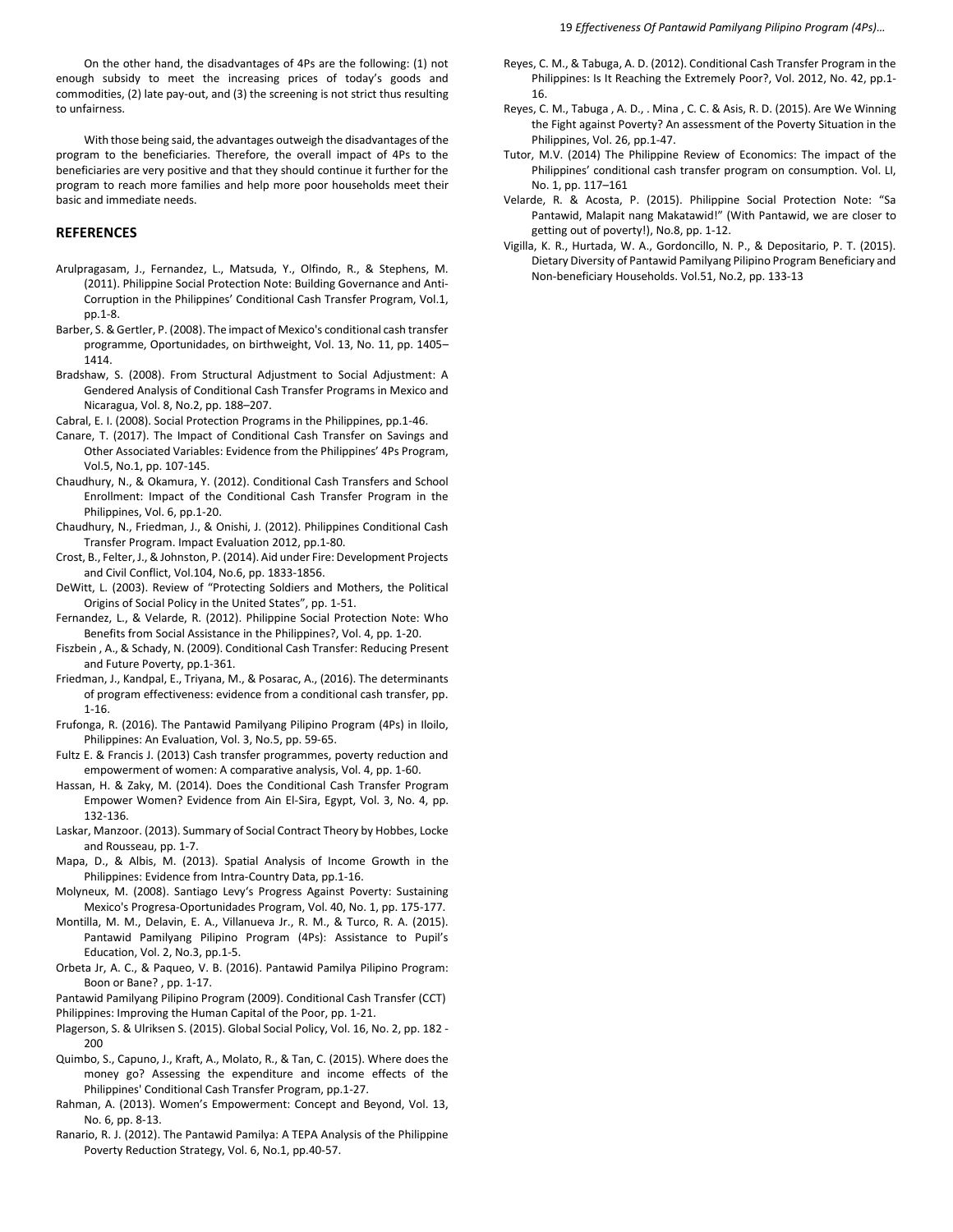On the other hand, the disadvantages of 4Ps are the following: (1) not enough subsidy to meet the increasing prices of today's goods and commodities, (2) late pay-out, and (3) the screening is not strict thus resulting to unfairness.

With those being said, the advantages outweigh the disadvantages of the program to the beneficiaries. Therefore, the overall impact of 4Ps to the beneficiaries are very positive and that they should continue it further for the program to reach more families and help more poor households meet their basic and immediate needs.

## REFERENCES

Arulpragasam, J., Fernandez, L., Matsuda, Y., Olfindo, R., & Stephens, M. (2011). Philippine Social Protection Note: Building Governance and Anti-Corruption in the Philippines' Conditional Cash Transfer Program, Vol.1, pp.1-8.

Barber, S. & Gertler, P. (2008). The impact of Mexico's conditional cash transfer programme, Oportunidades, on birthweight, Vol. 13, No. 11, pp. 1405–1414.

Bradshaw, S. (2008). From Structural Adjustment to Social Adjustment: A Gendered Analysis of Conditional Cash Transfer Programs in Mexico and Nicaragua, Vol. 8, No.2, pp. 188–207.

Cabral, E. I. (2008). Social Protection Programs in the Philippines, pp.1-46.

Canare, T. (2017). The Impact of Conditional Cash Transfer on Savings and Other Associated Variables: Evidence from the Philippines' 4Ps Program, Vol.5, No.1, pp. 107-145.

Chaudhury, N., & Okamura, Y. (2012). Conditional Cash Transfers and School Enrollment: Impact of the Conditional Cash Transfer Program in the Philippines, Vol. 6, pp.1-20.

Chaudhury, N., Friedman, J., & Onishi, J. (2012). Philippines Conditional Cash Transfer Program. Impact Evaluation 2012, pp.1-80.

Crost, B., Felter, J., & Johnston, P. (2014). Aid under Fire: Development Projects and Civil Conflict, Vol.104, No.6, pp. 1833-1856.

DeWitt, L. (2003). Review of "Protecting Soldiers and Mothers, the Political Origins of Social Policy in the United States", pp. 1-51.

Fernandez, L., & Velarde, R. (2012). Philippine Social Protection Note: Who Benefits from Social Assistance in the Philippines?, Vol. 4, pp. 1-20.

Fiszbein , A., & Schady, N. (2009). Conditional Cash Transfer: Reducing Present and Future Poverty, pp.1-361.

Friedman, J., Kandpal, E., Triyana, M., & Posarac, A., (2016). The determinants of program effectiveness: evidence from a conditional cash transfer, pp. 1-16.

Frufonga, R. (2016). The Pantawid Pamilyang Pilipino Program (4Ps) in Iloilo, Philippines: An Evaluation, Vol. 3, No.5, pp. 59-65.

Fultz E. & Francis J. (2013) Cash transfer programmes, poverty reduction and empowerment of women: A comparative analysis, Vol. 4, pp. 1-60.

Hassan, H. & Zaky, M. (2014). Does the Conditional Cash Transfer Program Empower Women? Evidence from Ain El-Sira, Egypt, Vol. 3, No. 4, pp. 132-136.

Laskar, Manzoor. (2013). Summary of Social Contract Theory by Hobbes, Locke and Rousseau, pp. 1-7.

Mapa, D., & Albis, M. (2013). Spatial Analysis of Income Growth in the Philippines: Evidence from Intra-Country Data, pp.1-16.

Molyneux, M. (2008). Santiago Levy's Progress Against Poverty: Sustaining Mexico's Progresa-Oportunidades Program, Vol. 40, No. 1, pp. 175-177.

Montilla, M. M., Delavin, E. A., Villanueva Jr., R. M., & Turco, R. A. (2015). Pantawid Pamilyang Pilipino Program (4Ps): Assistance to Pupil's Education, Vol. 2, No.3, pp.1-5.

Orbeta Jr, A. C., & Paqueo, V. B. (2016). Pantawid Pamilya Pilipino Program: Boon or Bane? , pp. 1-17.

Pantawid Pamilyang Pilipino Program (2009). Conditional Cash Transfer (CCT) Philippines: Improving the Human Capital of the Poor, pp. 1-21.

Plagerson, S. & Ulriksen S. (2015). Global Social Policy, Vol. 16, No. 2, pp. 182 - 200

Quimbo, S., Capuno, J., Kraft, A., Molato, R., & Tan, C. (2015). Where does the money go? Assessing the expenditure and income effects of the Philippines' Conditional Cash Transfer Program, pp.1-27.

Rahman, A. (2013). Women's Empowerment: Concept and Beyond, Vol. 13, No. 6, pp. 8-13.

Ranario, R. J. (2012). The Pantawid Pamilya: A TEPA Analysis of the Philippine Poverty Reduction Strategy, Vol. 6, No.1, pp.40-57.

Reyes, C. M., & Tabuga, A. D. (2012). Conditional Cash Transfer Program in the Philippines: Is It Reaching the Extremely Poor?, Vol. 2012, No. 42, pp.1-16.

Reyes, C. M., Tabuga , A. D., . Mina , C. C. & Asis, R. D. (2015). Are We Winning the Fight against Poverty? An assessment of the Poverty Situation in the Philippines, Vol. 26, pp.1-47.

Tutor, M.V. (2014) The Philippine Review of Economics: The impact of the Philippines' conditional cash transfer program on consumption. Vol. LI, No. 1, pp. 117–161

Velarde, R. & Acosta, P. (2015). Philippine Social Protection Note: "Sa Pantawid, Malapit nang Makatawid!" (With Pantawid, we are closer to getting out of poverty!), No.8, pp. 1-12.

Vigilla, K. R., Hurtada, W. A., Gordoncillo, N. P., & Depositario, P. T. (2015). Dietary Diversity of Pantawid Pamilyang Pilipino Program Beneficiary and Non-beneficiary Households. Vol.51, No.2, pp. 133-13